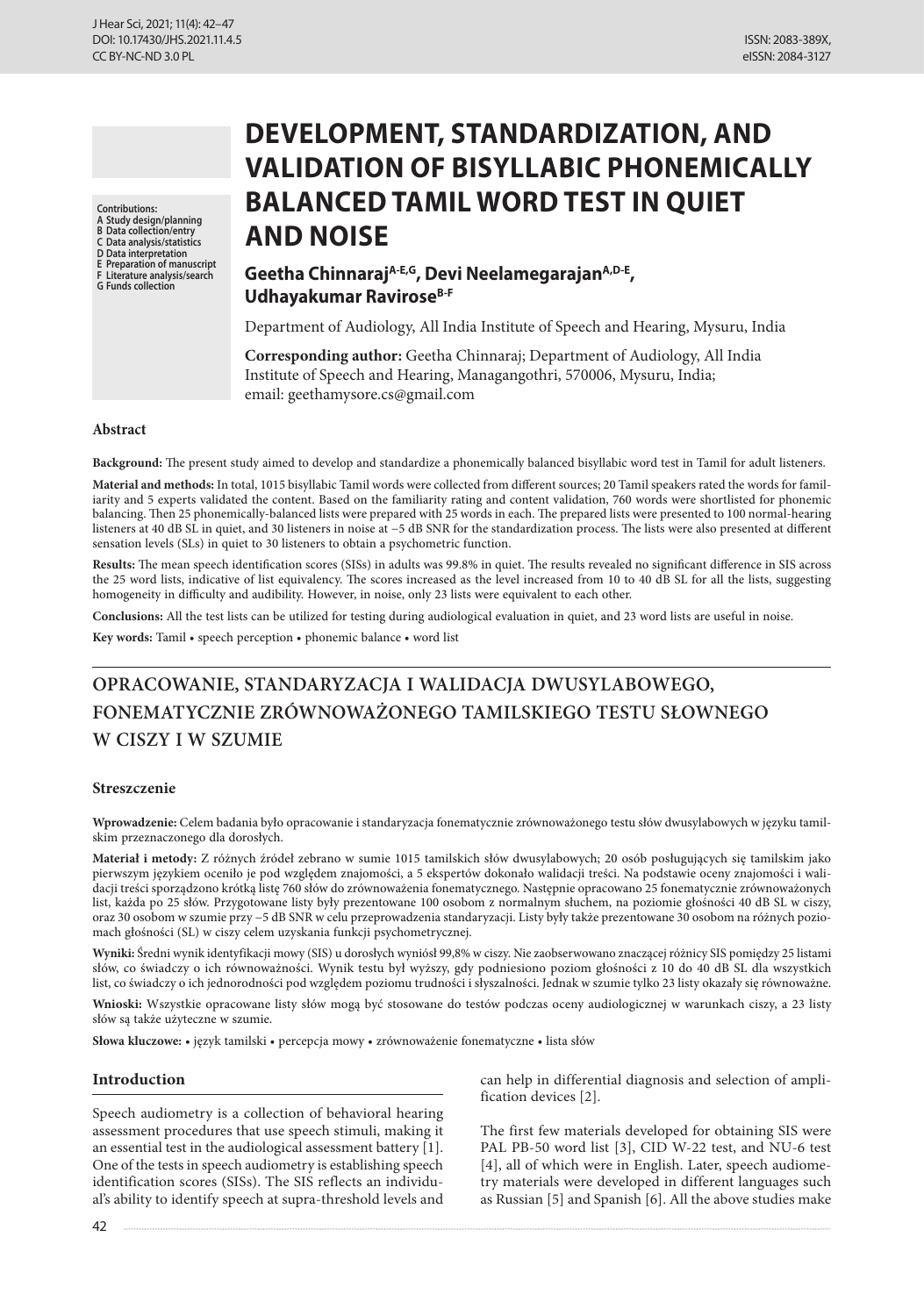Contributions:
A Study design/planning
B Data collection/entry
C Data analysis/statistics
D Data interpretation
E Preparation of manuscript
F Literature analysis/search
G Funds collection

# DEVELOPMENT, STANDARDIZATION, AND VALIDATION OF BISYLLABIC PHONEMICALLY BALANCED TAMIL WORD TEST IN QUIET AND NOISE

**Geetha Chinnaraj[A-E,G], Devi Neelamegarajan[A,D-E], Udhayakumar Ravirose[B-F]**

Department of Audiology, All India Institute of Speech and Hearing, Mysuru, India

**Corresponding author:** Geetha Chinnaraj; Department of Audiology, All India Institute of Speech and Hearing, Managangothri, 570006, Mysuru, India; email: geethamysore.cs@gmail.com

### Abstract

**Background:** The present study aimed to develop and standardize a phonemically balanced bisyllabic word test in Tamil for adult listeners.

**Material and methods:** In total, 1015 bisyllabic Tamil words were collected from different sources; 20 Tamil speakers rated the words for familiarity and 5 experts validated the content. Based on the familiarity rating and content validation, 760 words were shortlisted for phonemic balancing. Then 25 phonemically-balanced lists were prepared with 25 words in each. The prepared lists were presented to 100 normal-hearing listeners at 40 dB SL in quiet, and 30 listeners in noise at −5 dB SNR for the standardization process. The lists were also presented at different sensation levels (SLs) in quiet to 30 listeners to obtain a psychometric function.

**Results:** The mean speech identification scores (SISs) in adults was 99.8% in quiet. The results revealed no significant difference in SIS across the 25 word lists, indicative of list equivalency. The scores increased as the level increased from 10 to 40 dB SL for all the lists, suggesting homogeneity in difficulty and audibility. However, in noise, only 23 lists were equivalent to each other.

**Conclusions:** All the test lists can be utilized for testing during audiological evaluation in quiet, and 23 word lists are useful in noise.

**Key words:** Tamil • speech perception • phonemic balance • word list

# OPRACOWANIE, STANDARYZACJA I WALIDACJA DWUSYLABOWEGO, FONEMATYCZNIE ZRÓWNOWAŻONEGO TAMILSKIEGO TESTU SŁOWNEGO W CISZY I W SZUMIE

### Streszczenie

**Wprowadzenie:** Celem badania było opracowanie i standaryzacja fonematycznie zrównoważonego testu słów dwusylabowych w języku tamilskim przeznaczonego dla dorosłych.

**Materiał i metody:** Z różnych źródeł zebrano w sumie 1015 tamilskich słów dwusylabowych; 20 osób posługujących się tamilskim jako pierwszym językiem oceniło je pod względem znajomości, a 5 ekspertów dokonało walidacji treści. Na podstawie oceny znajomości i walidacji treści sporządzono krótką listę 760 słów do zrównoważenia fonematycznego. Następnie opracowano 25 fonematycznie zrównoważonych list, każda po 25 słów. Przygotowane listy były prezentowane 100 osobom z normalnym słuchem, na poziomie głośności 40 dB SL w ciszy, oraz 30 osobom w szumie przy −5 dB SNR w celu przeprowadzenia standaryzacji. Listy były także prezentowane 30 osobom na różnych poziomach głośności (SL) w ciszy celem uzyskania funkcji psychometrycznej.

**Wyniki:** Średni wynik identyfikacji mowy (SIS) u dorosłych wyniósł 99,8% w ciszy. Nie zaobserwowano znaczącej różnicy SIS pomiędzy 25 listami słów, co świadczy o ich równoważności. Wynik testu był wyższy, gdy podniesiono poziom głośności z 10 do 40 dB SL dla wszystkich list, co świadczy o ich jednorodności pod względem poziomu trudności i słyszalności. Jednak w szumie tylko 23 listy okazały się równoważne.

**Wnioski:** Wszystkie opracowane listy słów mogą być stosowane do testów podczas oceny audiologicznej w warunkach ciszy, a 23 listy słów są także użyteczne w szumie.

**Słowa kluczowe:** • język tamilski • percepcja mowy • zrównoważenie fonematyczne • lista słów

### Introduction

Speech audiometry is a collection of behavioral hearing assessment procedures that use speech stimuli, making it an essential test in the audiological assessment battery [1]. One of the tests in speech audiometry is establishing speech identification scores (SISs). The SIS reflects an individual's ability to identify speech at supra-threshold levels and can help in differential diagnosis and selection of amplification devices [2].

The first few materials developed for obtaining SIS were PAL PB-50 word list [3], CID W-22 test, and NU-6 test [4], all of which were in English. Later, speech audiometry materials were developed in different languages such as Russian [5] and Spanish [6]. All the above studies make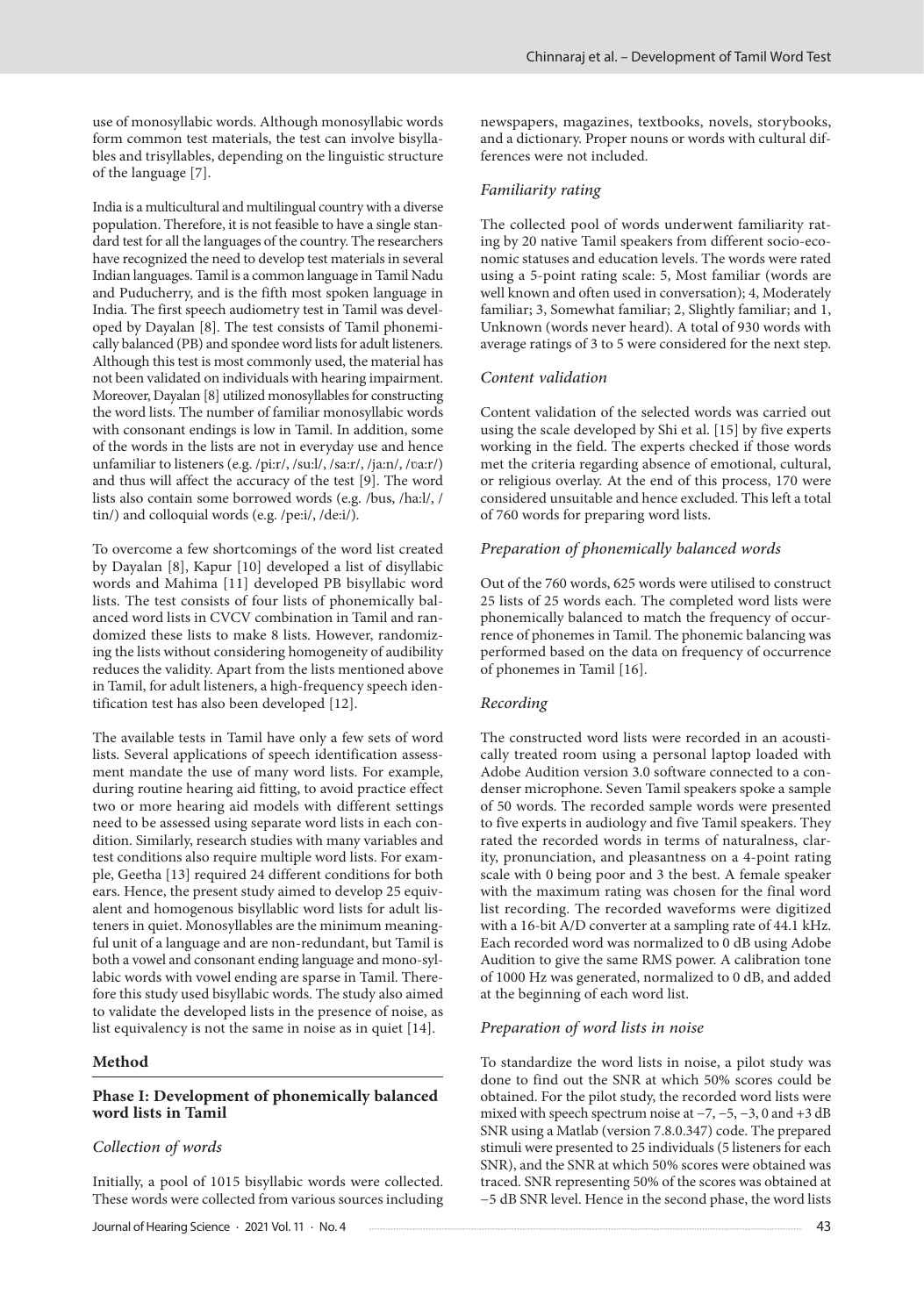use of monosyllabic words. Although monosyllabic words form common test materials, the test can involve bisyllables and trisyllables, depending on the linguistic structure of the language [7].

India is a multicultural and multilingual country with a diverse population. Therefore, it is not feasible to have a single standard test for all the languages of the country. The researchers have recognized the need to develop test materials in several Indian languages. Tamil is a common language in Tamil Nadu and Puducherry, and is the fifth most spoken language in India. The first speech audiometry test in Tamil was developed by Dayalan [8]. The test consists of Tamil phonemically balanced (PB) and spondee word lists for adult listeners. Although this test is most commonly used, the material has not been validated on individuals with hearing impairment. Moreover, Dayalan [8] utilized monosyllables for constructing the word lists. The number of familiar monosyllabic words with consonant endings is low in Tamil. In addition, some of the words in the lists are not in everyday use and hence unfamiliar to listeners (e.g. /pi:r/, /su:l/, /sa:r/, /ja:n/, /ʋa:r/) and thus will affect the accuracy of the test [9]. The word lists also contain some borrowed words (e.g. /bus, /ha:l/, /tin/) and colloquial words (e.g. /pe:i/, /de:i/).

To overcome a few shortcomings of the word list created by Dayalan [8], Kapur [10] developed a list of disyllabic words and Mahima [11] developed PB bisyllabic word lists. The test consists of four lists of phonemically balanced word lists in CVCV combination in Tamil and randomized these lists to make 8 lists. However, randomizing the lists without considering homogeneity of audibility reduces the validity. Apart from the lists mentioned above in Tamil, for adult listeners, a high-frequency speech identification test has also been developed [12].

The available tests in Tamil have only a few sets of word lists. Several applications of speech identification assessment mandate the use of many word lists. For example, during routine hearing aid fitting, to avoid practice effect two or more hearing aid models with different settings need to be assessed using separate word lists in each condition. Similarly, research studies with many variables and test conditions also require multiple word lists. For example, Geetha [13] required 24 different conditions for both ears. Hence, the present study aimed to develop 25 equivalent and homogenous bisyllablic word lists for adult listeners in quiet. Monosyllables are the minimum meaningful unit of a language and are non-redundant, but Tamil is both a vowel and consonant ending language and mono-syllabic words with vowel ending are sparse in Tamil. Therefore this study used bisyllabic words. The study also aimed to validate the developed lists in the presence of noise, as list equivalency is not the same in noise as in quiet [14].

## Method

### Phase I: Development of phonemically balanced word lists in Tamil

#### *Collection of words*

Initially, a pool of 1015 bisyllabic words were collected. These words were collected from various sources including newspapers, magazines, textbooks, novels, storybooks, and a dictionary. Proper nouns or words with cultural differences were not included.

#### *Familiarity rating*

The collected pool of words underwent familiarity rating by 20 native Tamil speakers from different socio-economic statuses and education levels. The words were rated using a 5-point rating scale: 5, Most familiar (words are well known and often used in conversation); 4, Moderately familiar; 3, Somewhat familiar; 2, Slightly familiar; and 1, Unknown (words never heard). A total of 930 words with average ratings of 3 to 5 were considered for the next step.

#### *Content validation*

Content validation of the selected words was carried out using the scale developed by Shi et al. [15] by five experts working in the field. The experts checked if those words met the criteria regarding absence of emotional, cultural, or religious overlay. At the end of this process, 170 were considered unsuitable and hence excluded. This left a total of 760 words for preparing word lists.

#### *Preparation of phonemically balanced words*

Out of the 760 words, 625 words were utilised to construct 25 lists of 25 words each. The completed word lists were phonemically balanced to match the frequency of occurrence of phonemes in Tamil. The phonemic balancing was performed based on the data on frequency of occurrence of phonemes in Tamil [16].

#### *Recording*

The constructed word lists were recorded in an acoustically treated room using a personal laptop loaded with Adobe Audition version 3.0 software connected to a condenser microphone. Seven Tamil speakers spoke a sample of 50 words. The recorded sample words were presented to five experts in audiology and five Tamil speakers. They rated the recorded words in terms of naturalness, clarity, pronunciation, and pleasantness on a 4-point rating scale with 0 being poor and 3 the best. A female speaker with the maximum rating was chosen for the final word list recording. The recorded waveforms were digitized with a 16-bit A/D converter at a sampling rate of 44.1 kHz. Each recorded word was normalized to 0 dB using Adobe Audition to give the same RMS power. A calibration tone of 1000 Hz was generated, normalized to 0 dB, and added at the beginning of each word list.

#### *Preparation of word lists in noise*

To standardize the word lists in noise, a pilot study was done to find out the SNR at which 50% scores could be obtained. For the pilot study, the recorded word lists were mixed with speech spectrum noise at −7, −5, −3, 0 and +3 dB SNR using a Matlab (version 7.8.0.347) code. The prepared stimuli were presented to 25 individuals (5 listeners for each SNR), and the SNR at which 50% scores were obtained was traced. SNR representing 50% of the scores was obtained at −5 dB SNR level. Hence in the second phase, the word lists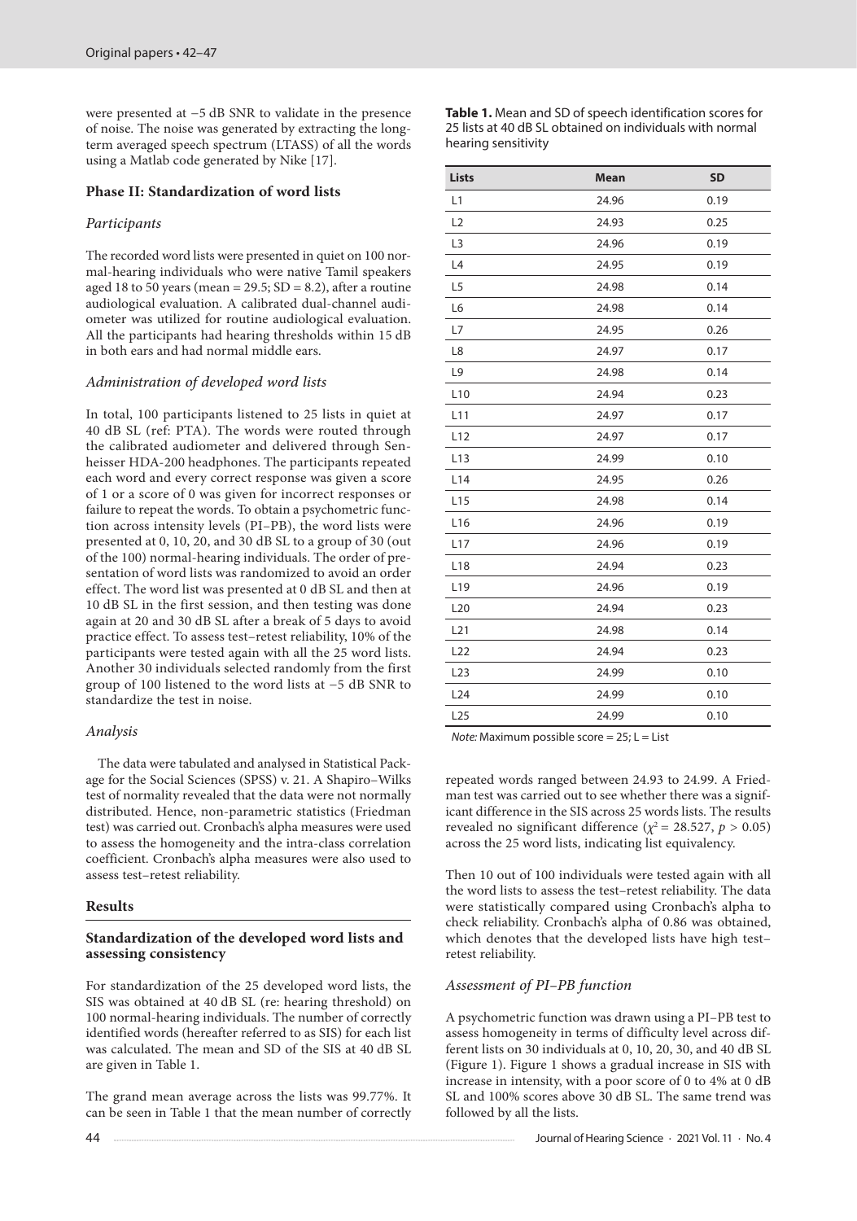were presented at −5 dB SNR to validate in the presence of noise. The noise was generated by extracting the long-term averaged speech spectrum (LTASS) of all the words using a Matlab code generated by Nike [17].

### Phase II: Standardization of word lists

#### *Participants*

The recorded word lists were presented in quiet on 100 normal-hearing individuals who were native Tamil speakers aged 18 to 50 years (mean = 29.5; SD = 8.2), after a routine audiological evaluation. A calibrated dual-channel audiometer was utilized for routine audiological evaluation. All the participants had hearing thresholds within 15 dB in both ears and had normal middle ears.

#### *Administration of developed word lists*

In total, 100 participants listened to 25 lists in quiet at 40 dB SL (ref: PTA). The words were routed through the calibrated audiometer and delivered through Senheisser HDA-200 headphones. The participants repeated each word and every correct response was given a score of 1 or a score of 0 was given for incorrect responses or failure to repeat the words. To obtain a psychometric function across intensity levels (PI–PB), the word lists were presented at 0, 10, 20, and 30 dB SL to a group of 30 (out of the 100) normal-hearing individuals. The order of presentation of word lists was randomized to avoid an order effect. The word list was presented at 0 dB SL and then at 10 dB SL in the first session, and then testing was done again at 20 and 30 dB SL after a break of 5 days to avoid practice effect. To assess test–retest reliability, 10% of the participants were tested again with all the 25 word lists. Another 30 individuals selected randomly from the first group of 100 listened to the word lists at −5 dB SNR to standardize the test in noise.

#### *Analysis*

The data were tabulated and analysed in Statistical Package for the Social Sciences (SPSS) v. 21. A Shapiro–Wilks test of normality revealed that the data were not normally distributed. Hence, non-parametric statistics (Friedman test) was carried out. Cronbach's alpha measures were used to assess the homogeneity and the intra-class correlation coefficient. Cronbach's alpha measures were also used to assess test–retest reliability.

### Results

### Standardization of the developed word lists and assessing consistency

For standardization of the 25 developed word lists, the SIS was obtained at 40 dB SL (re: hearing threshold) on 100 normal-hearing individuals. The number of correctly identified words (hereafter referred to as SIS) for each list was calculated. The mean and SD of the SIS at 40 dB SL are given in Table 1.

The grand mean average across the lists was 99.77%. It can be seen in Table 1 that the mean number of correctly repeated words ranged between 24.93 to 24.99. A Friedman test was carried out to see whether there was a significant difference in the SIS across 25 words lists. The results revealed no significant difference ($\chi^2 = 28.527$, $p > 0.05$) across the 25 word lists, indicating list equivalency.

**Table 1.** Mean and SD of speech identification scores for 25 lists at 40 dB SL obtained on individuals with normal hearing sensitivity

| Lists | Mean | SD |
|---|---|---|
| L1 | 24.96 | 0.19 |
| L2 | 24.93 | 0.25 |
| L3 | 24.96 | 0.19 |
| L4 | 24.95 | 0.19 |
| L5 | 24.98 | 0.14 |
| L6 | 24.98 | 0.14 |
| L7 | 24.95 | 0.26 |
| L8 | 24.97 | 0.17 |
| L9 | 24.98 | 0.14 |
| L10 | 24.94 | 0.23 |
| L11 | 24.97 | 0.17 |
| L12 | 24.97 | 0.17 |
| L13 | 24.99 | 0.10 |
| L14 | 24.95 | 0.26 |
| L15 | 24.98 | 0.14 |
| L16 | 24.96 | 0.19 |
| L17 | 24.96 | 0.19 |
| L18 | 24.94 | 0.23 |
| L19 | 24.96 | 0.19 |
| L20 | 24.94 | 0.23 |
| L21 | 24.98 | 0.14 |
| L22 | 24.94 | 0.23 |
| L23 | 24.99 | 0.10 |
| L24 | 24.99 | 0.10 |
| L25 | 24.99 | 0.10 |

*Note:* Maximum possible score = 25; L = List

Then 10 out of 100 individuals were tested again with all the word lists to assess the test–retest reliability. The data were statistically compared using Cronbach's alpha to check reliability. Cronbach's alpha of 0.86 was obtained, which denotes that the developed lists have high test–retest reliability.

#### *Assessment of PI–PB function*

A psychometric function was drawn using a PI–PB test to assess homogeneity in terms of difficulty level across different lists on 30 individuals at 0, 10, 20, 30, and 40 dB SL (Figure 1). Figure 1 shows a gradual increase in SIS with increase in intensity, with a poor score of 0 to 4% at 0 dB SL and 100% scores above 30 dB SL. The same trend was followed by all the lists.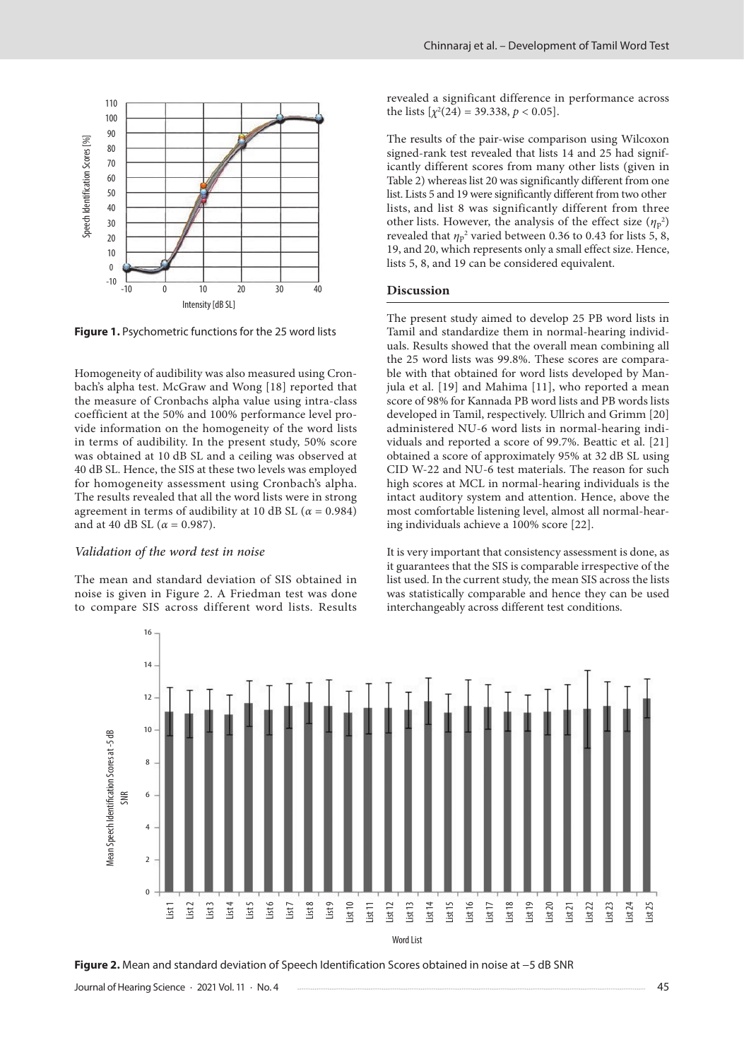**Figure 1.** Psychometric functions for the 25 word lists

Homogeneity of audibility was also measured using Cronbach's alpha test. McGraw and Wong [18] reported that the measure of Cronbachs alpha value using intra-class coefficient at the 50% and 100% performance level provide information on the homogeneity of the word lists in terms of audibility. In the present study, 50% score was obtained at 10 dB SL and a ceiling was observed at 40 dB SL. Hence, the SIS at these two levels was employed for homogeneity assessment using Cronbach's alpha. The results revealed that all the word lists were in strong agreement in terms of audibility at 10 dB SL ($\alpha = 0.984$) and at 40 dB SL ($\alpha = 0.987$).

### *Validation of the word test in noise*

The mean and standard deviation of SIS obtained in noise is given in Figure 2. A Friedman test was done to compare SIS across different word lists. Results revealed a significant difference in performance across the lists [$\chi^2(24) = 39.338$, $p < 0.05$].

The results of the pair-wise comparison using Wilcoxon signed-rank test revealed that lists 14 and 25 had significantly different scores from many other lists (given in Table 2) whereas list 20 was significantly different from one list. Lists 5 and 19 were significantly different from two other lists, and list 8 was significantly different from three other lists. However, the analysis of the effect size ($\eta_P^2$) revealed that $\eta_P^2$ varied between 0.36 to 0.43 for lists 5, 8, 19, and 20, which represents only a small effect size. Hence, lists 5, 8, and 19 can be considered equivalent.

## Discussion

The present study aimed to develop 25 PB word lists in Tamil and standardize them in normal-hearing individuals. Results showed that the overall mean combining all the 25 word lists was 99.8%. These scores are comparable with that obtained for word lists developed by Manjula et al. [19] and Mahima [11], who reported a mean score of 98% for Kannada PB word lists and PB words lists developed in Tamil, respectively. Ullrich and Grimm [20] administered NU-6 word lists in normal-hearing individuals and reported a score of 99.7%. Beattic et al. [21] obtained a score of approximately 95% at 32 dB SL using CID W-22 and NU-6 test materials. The reason for such high scores at MCL in normal-hearing individuals is the intact auditory system and attention. Hence, above the most comfortable listening level, almost all normal-hearing individuals achieve a 100% score [22].

It is very important that consistency assessment is done, as it guarantees that the SIS is comparable irrespective of the list used. In the current study, the mean SIS across the lists was statistically comparable and hence they can be used interchangeably across different test conditions.

**Figure 2.** Mean and standard deviation of Speech Identification Scores obtained in noise at −5 dB SNR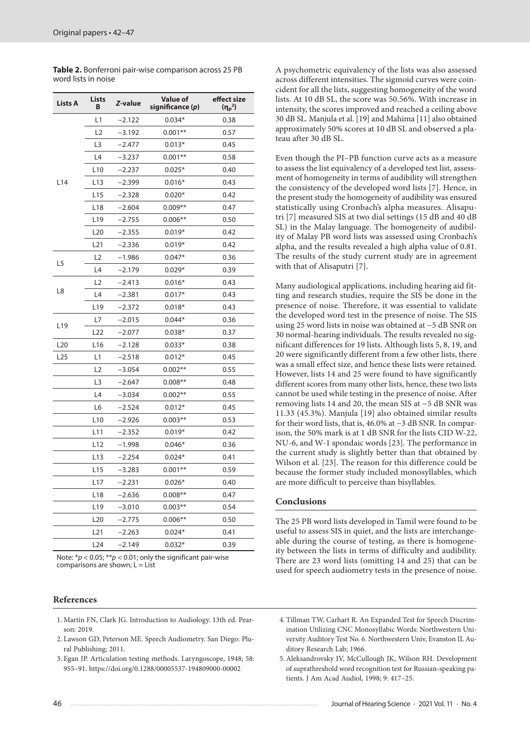**Table 2.** Bonferroni pair-wise comparison across 25 PB word lists in noise

| Lists A | Lists B | *Z*-value | Value of significance (*p*) | effect size ($\eta_p^2$) |
|---|---|---|---|---|
| L14 | L1 | −2.122 | 0.034* | 0.38 |
| | L2 | −3.192 | 0.001** | 0.57 |
| | L3 | −2.477 | 0.013* | 0.45 |
| | L4 | −3.237 | 0.001** | 0.58 |
| | L10 | −2.237 | 0.025* | 0.40 |
| | L13 | −2.399 | 0.016* | 0.43 |
| | L15 | −2.328 | 0.020* | 0.42 |
| | L18 | −2.604 | 0.009** | 0.47 |
| | L19 | −2.755 | 0.006** | 0.50 |
| | L20 | −2.355 | 0.019* | 0.42 |
| | L21 | −2.336 | 0.019* | 0.42 |
| L5 | L2 | −1.986 | 0.047* | 0.36 |
| | L4 | −2.179 | 0.029* | 0.39 |
| L8 | L2 | −2.413 | 0.016* | 0.43 |
| | L4 | −2.381 | 0.017* | 0.43 |
| | L19 | −2.372 | 0.018* | 0.43 |
| L19 | L7 | −2.015 | 0.044* | 0.36 |
| | L22 | −2.077 | 0.038* | 0.37 |
| L20 | L16 | −2.128 | 0.033* | 0.38 |
| L25 | L1 | −2.518 | 0.012* | 0.45 |
| | L2 | −3.054 | 0.002** | 0.55 |
| | L3 | −2.647 | 0.008** | 0.48 |
| | L4 | −3.034 | 0.002** | 0.55 |
| | L6 | −2.524 | 0.012* | 0.45 |
| | L10 | −2.926 | 0.003** | 0.53 |
| | L11 | −2.352 | 0.019* | 0.42 |
| | L12 | −1.998 | 0.046* | 0.36 |
| | L13 | −2.254 | 0.024* | 0.41 |
| | L15 | −3.283 | 0.001** | 0.59 |
| | L17 | −2.231 | 0.026* | 0.40 |
| | L18 | −2.636 | 0.008** | 0.47 |
| | L19 | −3.010 | 0.003** | 0.54 |
| | L20 | −2.775 | 0.006** | 0.50 |
| | L21 | −2.263 | 0.024* | 0.41 |
| | L24 | −2.149 | 0.032* | 0.39 |

Note: *$p < 0.05$; **$p < 0.01$; only the significant pair-wise comparisons are shown; L = List

A psychometric equivalency of the lists was also assessed across different intensities. The sigmoid curves were coincident for all the lists, suggesting homogeneity of the word lists. At 10 dB SL, the score was 50.56%. With increase in intensity, the scores improved and reached a ceiling above 30 dB SL. Manjula et al. [19] and Mahima [11] also obtained approximately 50% scores at 10 dB SL and observed a plateau after 30 dB SL.

Even though the PI–PB function curve acts as a measure to assess the list equivalency of a developed test list, assessment of homogeneity in terms of audibility will strengthen the consistency of the developed word lists [7]. Hence, in the present study the homogeneity of audibility was ensured statistically using Cronbach's alpha measures. Alisaputri [7] measured SIS at two dial settings (15 dB and 40 dB SL) in the Malay language. The homogeneity of audibility of Malay PB word lists was assessed using Cronbach's alpha, and the results revealed a high alpha value of 0.81. The results of the study current study are in agreement with that of Alisaputri [7].

Many audiological applications, including hearing aid fitting and research studies, require the SIS be done in the presence of noise. Therefore, it was essential to validate the developed word test in the presence of noise. The SIS using 25 word lists in noise was obtained at −5 dB SNR on 30 normal-hearing individuals. The results revealed no significant differences for 19 lists. Although lists 5, 8, 19, and 20 were significantly different from a few other lists, there was a small effect size, and hence these lists were retained. However, lists 14 and 25 were found to have significantly different scores from many other lists, hence, these two lists cannot be used while testing in the presence of noise. After removing lists 14 and 20, the mean SIS at −5 dB SNR was 11.33 (45.3%). Manjula [19] also obtained similar results for their word lists, that is, 46.0% at −3 dB SNR. In comparison, the 50% mark is at 1 dB SNR for the lists CID W-22, NU-6, and W-1 spondaic words [23]. The performance in the current study is slightly better than that obtained by Wilson et al. [23]. The reason for this difference could be because the former study included monosyllables, which are more difficult to perceive than bisyllables.

## Conclusions

The 25 PB word lists developed in Tamil were found to be useful to assess SIS in quiet, and the lists are interchangeable during the course of testing, as there is homogeneity between the lists in terms of difficulty and audibility. There are 23 word lists (omitting 14 and 25) that can be used for speech audiometry tests in the presence of noise.

## References

1. Martin FN, Clark JG. Introduction to Audiology. 13th ed. Pearson: 2019.
2. Lawson GD, Peterson ME. Speech Audiometry. San Diego: Plural Publishing; 2011.
3. Egan JP. Articulation testing methods. Laryngoscope, 1948; 58: 955–91. https://doi.org/0.1288/00005537-194809000-00002
4. Tillman TW, Carhart R. An Expanded Test for Speech Discrimination Utilizing CNC Monosyllabic Words: Northwestern University Auditory Test No. 6. Northwestern Univ, Evanston IL Auditory Research Lab; 1966.
5. Aleksandrovsky IV, McCullough JK, Wilson RH. Development of suprathreshold word recognition test for Russian-speaking patients. J Am Acad Audiol, 1998; 9: 417–25.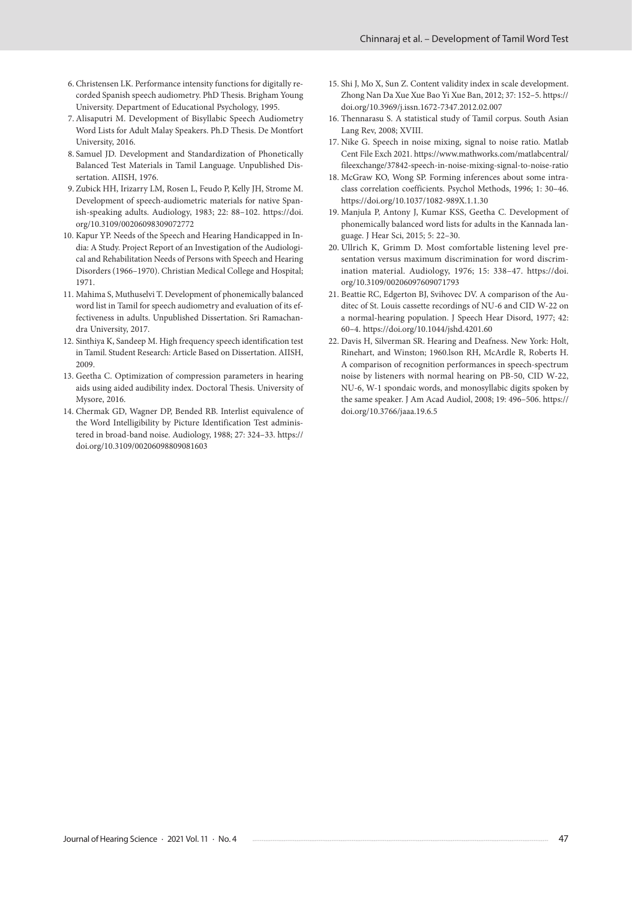6. Christensen LK. Performance intensity functions for digitally recorded Spanish speech audiometry. PhD Thesis. Brigham Young University. Department of Educational Psychology, 1995.
7. Alisaputri M. Development of Bisyllabic Speech Audiometry Word Lists for Adult Malay Speakers. Ph.D Thesis. De Montfort University, 2016.
8. Samuel JD. Development and Standardization of Phonetically Balanced Test Materials in Tamil Language. Unpublished Dissertation. AIISH, 1976.
9. Zubick HH, Irizarry LM, Rosen L, Feudo P, Kelly JH, Strome M. Development of speech-audiometric materials for native Spanish-speaking adults. Audiology, 1983; 22: 88–102. https://doi.org/10.3109/00206098309072772
10. Kapur YP. Needs of the Speech and Hearing Handicapped in India: A Study. Project Report of an Investigation of the Audiological and Rehabilitation Needs of Persons with Speech and Hearing Disorders (1966–1970). Christian Medical College and Hospital; 1971.
11. Mahima S, Muthuselvi T. Development of phonemically balanced word list in Tamil for speech audiometry and evaluation of its effectiveness in adults. Unpublished Dissertation. Sri Ramachandra University, 2017.
12. Sinthiya K, Sandeep M. High frequency speech identification test in Tamil. Student Research: Article Based on Dissertation. AIISH, 2009.
13. Geetha C. Optimization of compression parameters in hearing aids using aided audibility index. Doctoral Thesis. University of Mysore, 2016.
14. Chermak GD, Wagner DP, Bended RB. Interlist equivalence of the Word Intelligibility by Picture Identification Test administered in broad-band noise. Audiology, 1988; 27: 324–33. https://doi.org/10.3109/00206098809081603
15. Shi J, Mo X, Sun Z. Content validity index in scale development. Zhong Nan Da Xue Xue Bao Yi Xue Ban, 2012; 37: 152–5. https://doi.org/10.3969/j.issn.1672-7347.2012.02.007
16. Thennarasu S. A statistical study of Tamil corpus. South Asian Lang Rev, 2008; XVIII.
17. Nike G. Speech in noise mixing, signal to noise ratio. Matlab Cent File Exch 2021. https://www.mathworks.com/matlabcentral/fileexchange/37842-speech-in-noise-mixing-signal-to-noise-ratio
18. McGraw KO, Wong SP. Forming inferences about some intraclass correlation coefficients. Psychol Methods, 1996; 1: 30–46. https://doi.org/10.1037/1082-989X.1.1.30
19. Manjula P, Antony J, Kumar KSS, Geetha C. Development of phonemically balanced word lists for adults in the Kannada language. J Hear Sci, 2015; 5: 22–30.
20. Ullrich K, Grimm D. Most comfortable listening level presentation versus maximum discrimination for word discrimination material. Audiology, 1976; 15: 338–47. https://doi.org/10.3109/00206097609071793
21. Beattie RC, Edgerton BJ, Svihovec DV. A comparison of the Auditec of St. Louis cassette recordings of NU-6 and CID W-22 on a normal-hearing population. J Speech Hear Disord, 1977; 42: 60–4. https://doi.org/10.1044/jshd.4201.60
22. Davis H, Silverman SR. Hearing and Deafness. New York: Holt, Rinehart, and Winston; 1960.lson RH, McArdle R, Roberts H. A comparison of recognition performances in speech-spectrum noise by listeners with normal hearing on PB-50, CID W-22, NU-6, W-1 spondaic words, and monosyllabic digits spoken by the same speaker. J Am Acad Audiol, 2008; 19: 496–506. https://doi.org/10.3766/jaaa.19.6.5